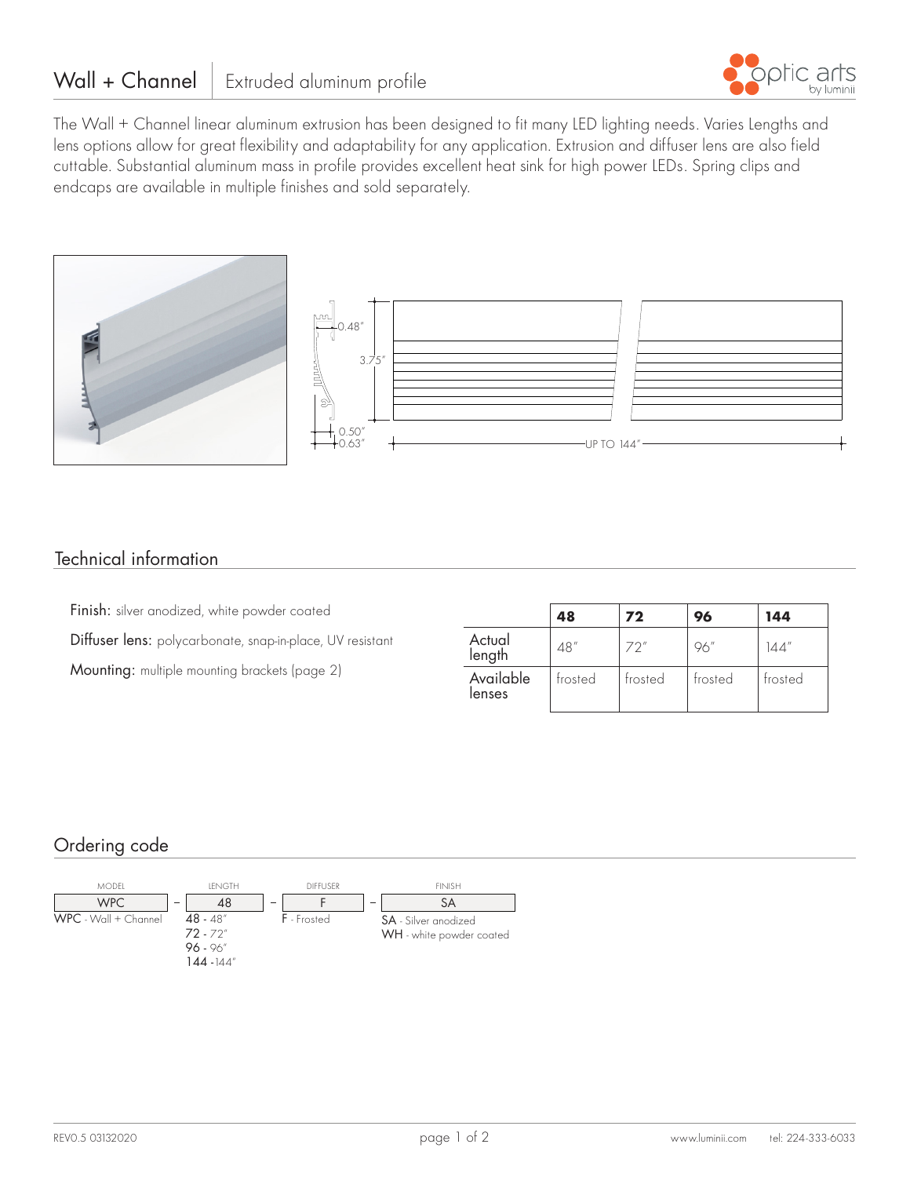# Wall + Channel | Extruded aluminum profile

The Wall + Channel linear aluminum extrusion has been designed to fit many LED lighting needs. Varies Lengths and lens options allow for great flexibility and adaptability for any application. Extrusion and diffuser lens are also field cuttable. Substantial aluminum mass in profile provides excellent heat sink for high power LEDs. Spring clips and endcaps are available in multiple finishes and sold separately.

0.48″ 3.75″ 0.50″ 0.63″ UP TO 144″

## Technical information

**Finish:** silver anodized, white powder coated

**Diffuser lens:** polycarbonate, snap-in-place, UV resistant

**Mounting:** multiple mounting brackets (page 2)

| | **48** | **72** | **96** | **144** |
|---|---|---|---|---|
| Actual length | 48″ | 72″ | 96″ | 144″ |
| Available lenses | frosted | frosted | frosted | frosted |

## Ordering code

| MODEL | | LENGTH | | DIFFUSER | | FINISH |
|---|---|---|---|---|---|---|
| WPC | – | 48 | – | F | – | SA |

**MODEL:** WPC - Wall + Channel

**LENGTH:** 48 - 48″, 72 - 72″, 96 - 96″, 144 - 144″

**DIFFUSER:** F - Frosted

**FINISH:** SA - Silver anodized, WH - white powder coated

REV0.5 03132020

www.luminii.com tel: 224-333-6033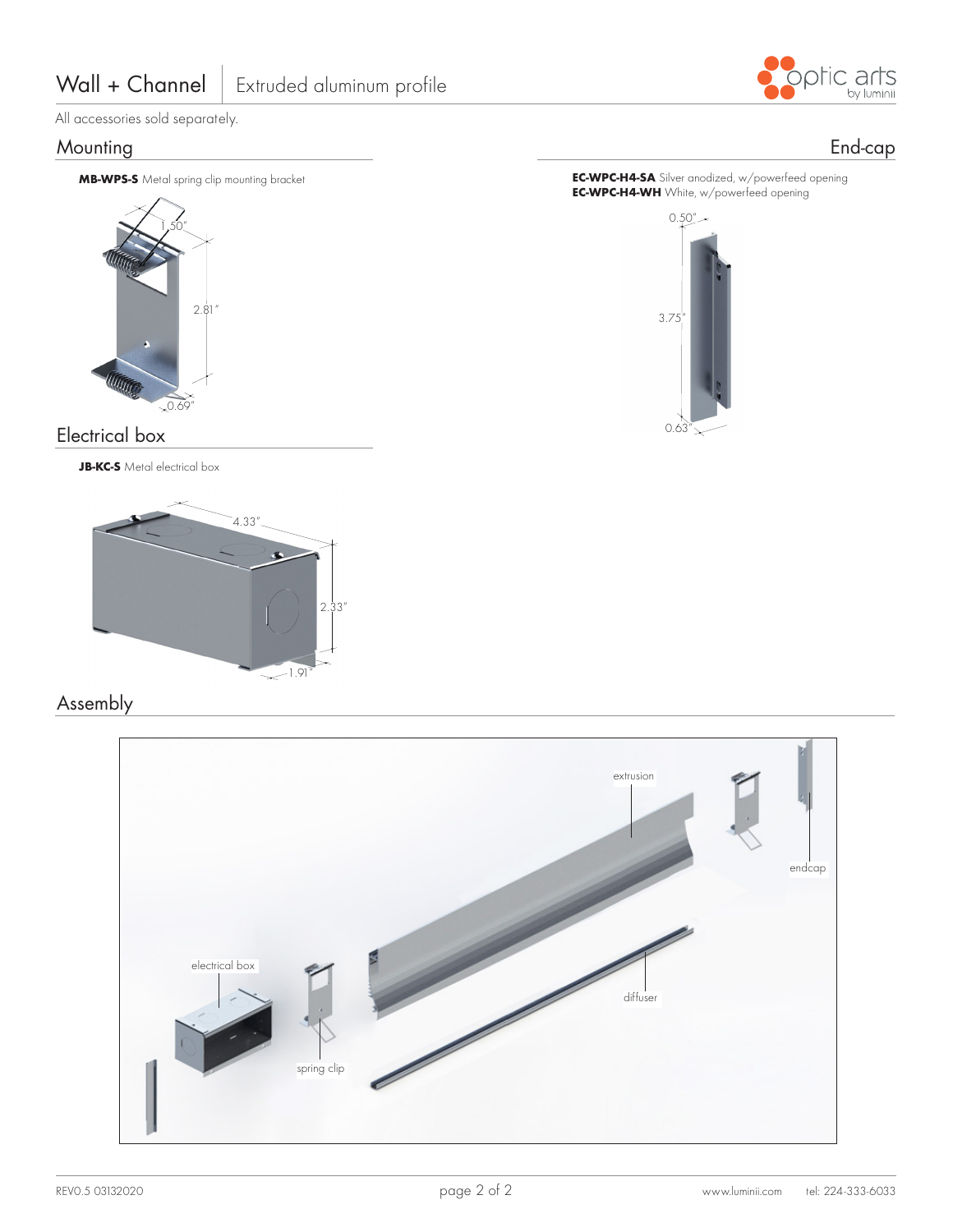# Wall + Channel | Extruded aluminum profile

All accessories sold separately.

## Mounting

**MB-WPS-S** Metal spring clip mounting bracket

1.50"
2.81"
0.69"

## Electrical box

**JB-KC-S** Metal electrical box

4.33"
2.33"
1.91"

## End-cap

**EC-WPC-H4-SA** Silver anodized, w/powerfeed opening
**EC-WPC-H4-WH** White, w/powerfeed opening

0.50"
3.75"
0.63"

## Assembly

extrusion
endcap
electrical box
diffuser
spring clip

REV0.5 03132020

www.luminii.com tel: 224-333-6033